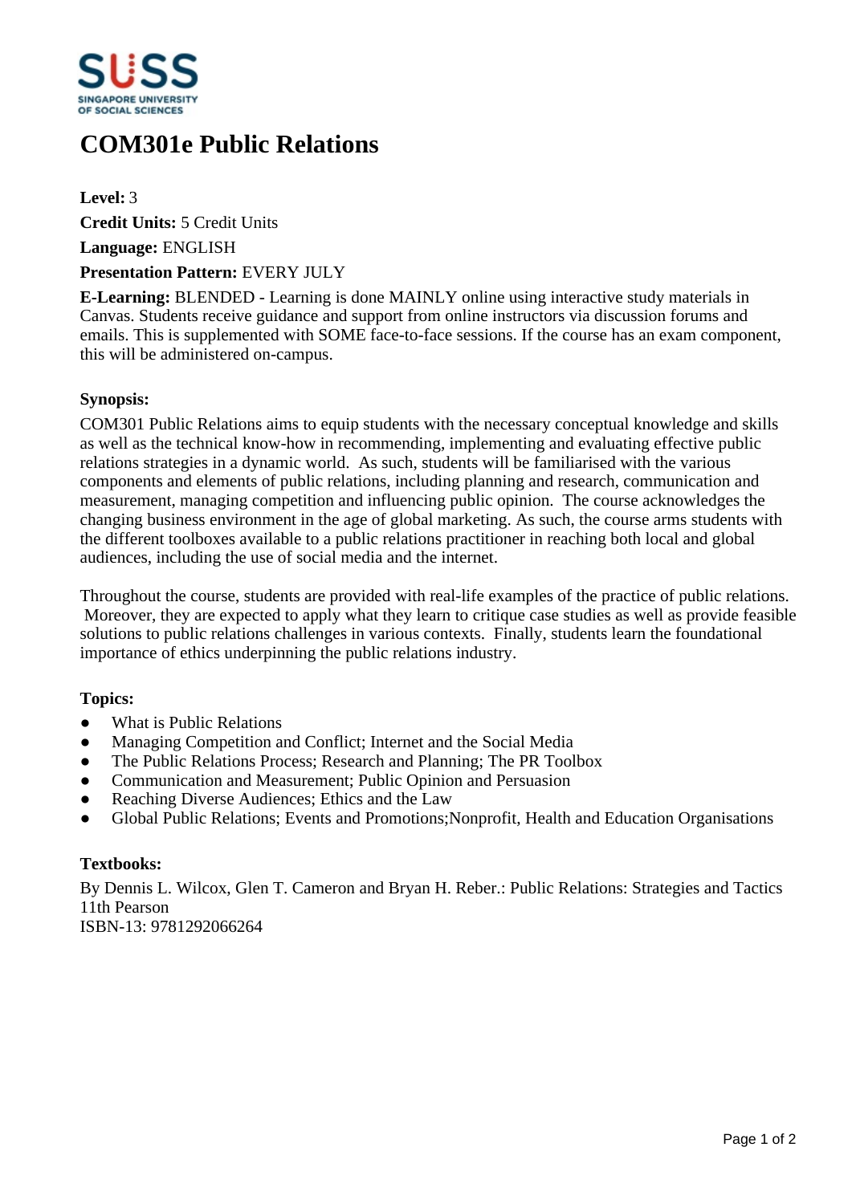# COM301e Public Relations

**Level:** 3

**Credit Units:** 5 Credit Units

**Language:** ENGLISH

**Presentation Pattern:** EVERY JULY

**E-Learning:** BLENDED - Learning is done MAINLY online using interactive study materials in Canvas. Students receive guidance and support from online instructors via discussion forums and emails. This is supplemented with SOME face-to-face sessions. If the course has an exam component, this will be administered on-campus.

### Synopsis:

COM301 Public Relations aims to equip students with the necessary conceptual knowledge and skills as well as the technical know-how in recommending, implementing and evaluating effective public relations strategies in a dynamic world. As such, students will be familiarised with the various components and elements of public relations, including planning and research, communication and measurement, managing competition and influencing public opinion. The course acknowledges the changing business environment in the age of global marketing. As such, the course arms students with the different toolboxes available to a public relations practitioner in reaching both local and global audiences, including the use of social media and the internet.

Throughout the course, students are provided with real-life examples of the practice of public relations. Moreover, they are expected to apply what they learn to critique case studies as well as provide feasible solutions to public relations challenges in various contexts. Finally, students learn the foundational importance of ethics underpinning the public relations industry.

### Topics:

- What is Public Relations
- Managing Competition and Conflict; Internet and the Social Media
- The Public Relations Process; Research and Planning; The PR Toolbox
- Communication and Measurement; Public Opinion and Persuasion
- Reaching Diverse Audiences; Ethics and the Law
- Global Public Relations; Events and Promotions;Nonprofit, Health and Education Organisations

### Textbooks:

By Dennis L. Wilcox, Glen T. Cameron and Bryan H. Reber.: Public Relations: Strategies and Tactics 11th Pearson
ISBN-13: 9781292066264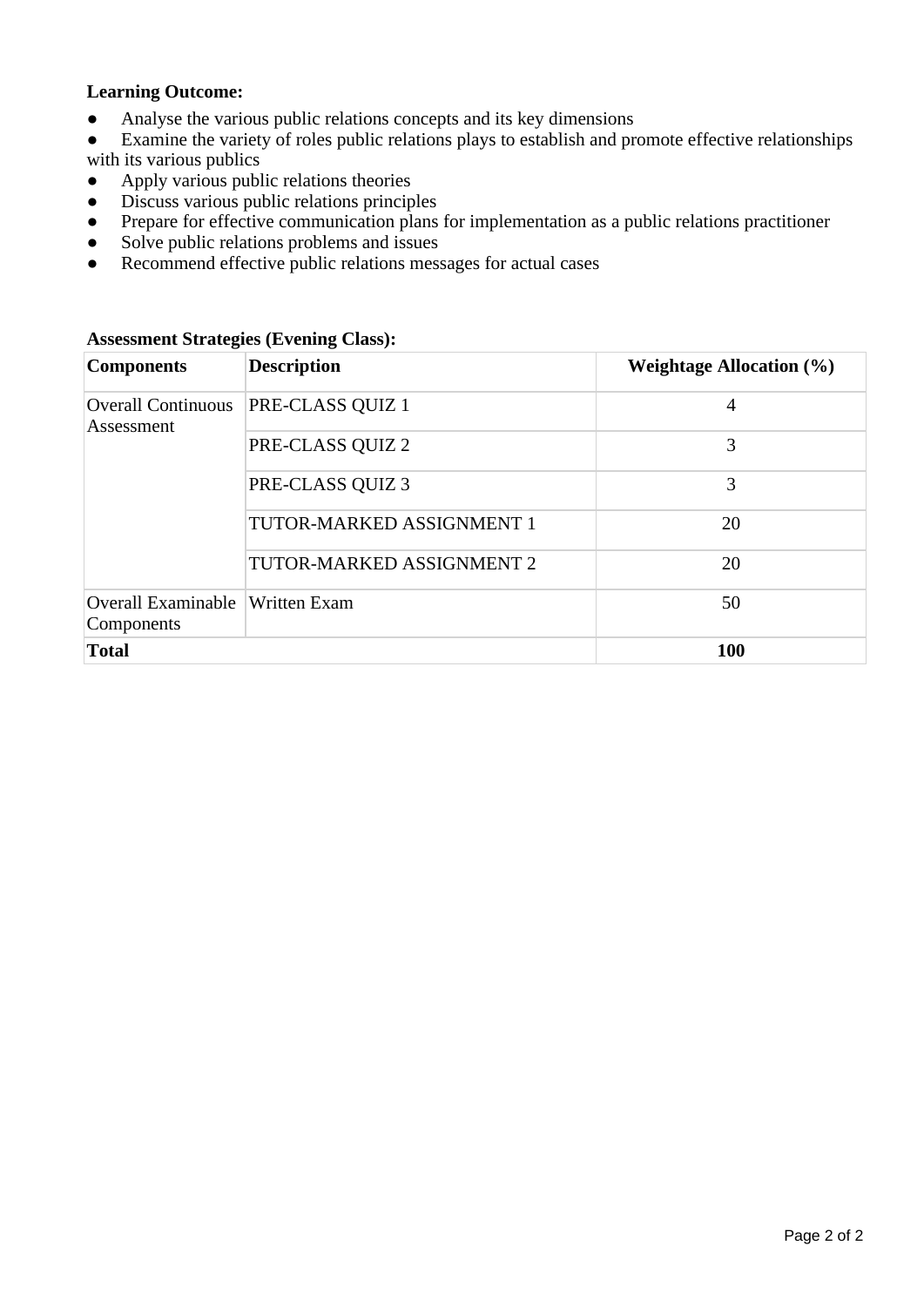**Learning Outcome:**

- Analyse the various public relations concepts and its key dimensions
- Examine the variety of roles public relations plays to establish and promote effective relationships with its various publics
- Apply various public relations theories
- Discuss various public relations principles
- Prepare for effective communication plans for implementation as a public relations practitioner
- Solve public relations problems and issues
- Recommend effective public relations messages for actual cases

**Assessment Strategies (Evening Class):**

| Components | Description | Weightage Allocation (%) |
|---|---|---|
| Overall Continuous Assessment | PRE-CLASS QUIZ 1 | 4 |
| | PRE-CLASS QUIZ 2 | 3 |
| | PRE-CLASS QUIZ 3 | 3 |
| | TUTOR-MARKED ASSIGNMENT 1 | 20 |
| | TUTOR-MARKED ASSIGNMENT 2 | 20 |
| Overall Examinable Components | Written Exam | 50 |
| **Total** | | **100** |